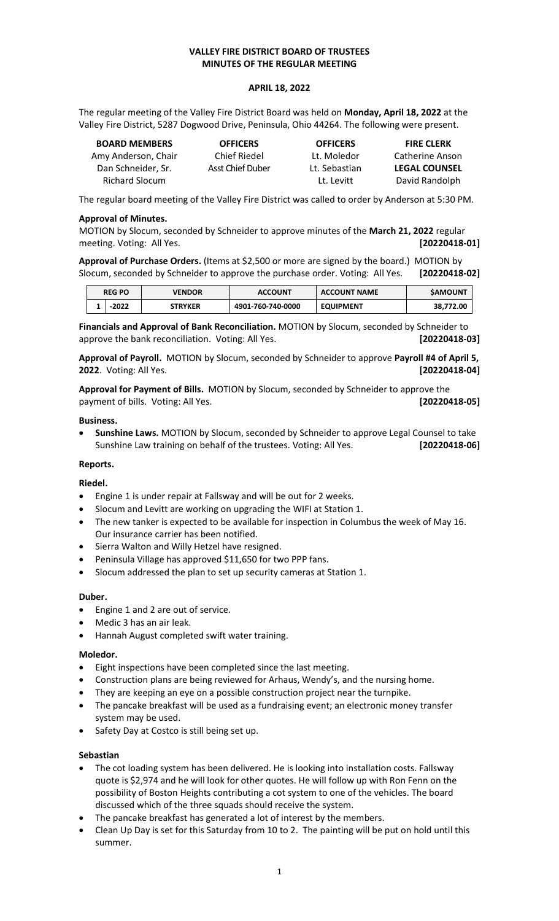**VALLEY FIRE DISTRICT BOARD OF TRUSTEES**
**MINUTES OF THE REGULAR MEETING**

**APRIL 18, 2022**

The regular meeting of the Valley Fire District Board was held on **Monday, April 18, 2022** at the Valley Fire District, 5287 Dogwood Drive, Peninsula, Ohio 44264. The following were present.

| BOARD MEMBERS | OFFICERS | OFFICERS | FIRE CLERK |
|---|---|---|---|
| Amy Anderson, Chair | Chief Riedel | Lt. Moledor | Catherine Anson |
| Dan Schneider, Sr. | Asst Chief Duber | Lt. Sebastian | **LEGAL COUNSEL** |
| Richard Slocum | | Lt. Levitt | David Randolph |

The regular board meeting of the Valley Fire District was called to order by Anderson at 5:30 PM.

**Approval of Minutes.**
MOTION by Slocum, seconded by Schneider to approve minutes of the **March 21, 2022** regular meeting. Voting: All Yes. **[20220418-01]**

**Approval of Purchase Orders.** (Items at $2,500 or more are signed by the board.) MOTION by Slocum, seconded by Schneider to approve the purchase order. Voting: All Yes. **[20220418-02]**

| | REG PO | VENDOR | ACCOUNT | ACCOUNT NAME | $AMOUNT |
|---|---|---|---|---|---|
| 1 | -2022 | STRYKER | 4901-760-740-0000 | EQUIPMENT | 38,772.00 |

**Financials and Approval of Bank Reconciliation.** MOTION by Slocum, seconded by Schneider to approve the bank reconciliation. Voting: All Yes. **[20220418-03]**

**Approval of Payroll.** MOTION by Slocum, seconded by Schneider to approve **Payroll #4 of April 5, 2022**. Voting: All Yes. **[20220418-04]**

**Approval for Payment of Bills.** MOTION by Slocum, seconded by Schneider to approve the payment of bills. Voting: All Yes. **[20220418-05]**

**Business.**

- **Sunshine Laws.** MOTION by Slocum, seconded by Schneider to approve Legal Counsel to take Sunshine Law training on behalf of the trustees. Voting: All Yes. **[20220418-06]**

**Reports.**

**Riedel.**

- Engine 1 is under repair at Fallsway and will be out for 2 weeks.
- Slocum and Levitt are working on upgrading the WIFI at Station 1.
- The new tanker is expected to be available for inspection in Columbus the week of May 16. Our insurance carrier has been notified.
- Sierra Walton and Willy Hetzel have resigned.
- Peninsula Village has approved $11,650 for two PPP fans.
- Slocum addressed the plan to set up security cameras at Station 1.

**Duber.**

- Engine 1 and 2 are out of service.
- Medic 3 has an air leak.
- Hannah August completed swift water training.

**Moledor.**

- Eight inspections have been completed since the last meeting.
- Construction plans are being reviewed for Arhaus, Wendy's, and the nursing home.
- They are keeping an eye on a possible construction project near the turnpike.
- The pancake breakfast will be used as a fundraising event; an electronic money transfer system may be used.
- Safety Day at Costco is still being set up.

**Sebastian**

- The cot loading system has been delivered. He is looking into installation costs. Fallsway quote is $2,974 and he will look for other quotes. He will follow up with Ron Fenn on the possibility of Boston Heights contributing a cot system to one of the vehicles. The board discussed which of the three squads should receive the system.
- The pancake breakfast has generated a lot of interest by the members.
- Clean Up Day is set for this Saturday from 10 to 2. The painting will be put on hold until this summer.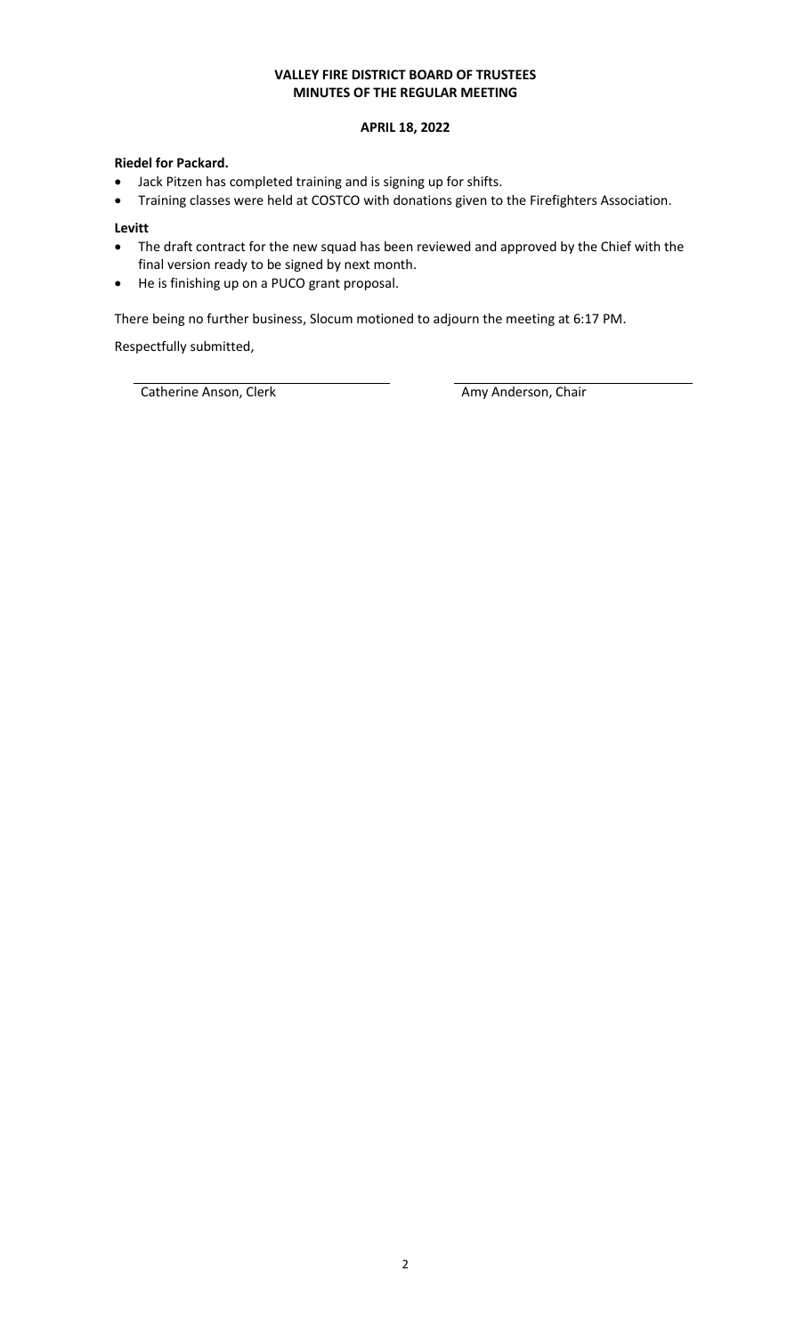**VALLEY FIRE DISTRICT BOARD OF TRUSTEES**
**MINUTES OF THE REGULAR MEETING**

**APRIL 18, 2022**

**Riedel for Packard.**

- Jack Pitzen has completed training and is signing up for shifts.
- Training classes were held at COSTCO with donations given to the Firefighters Association.

**Levitt**

- The draft contract for the new squad has been reviewed and approved by the Chief with the final version ready to be signed by next month.
- He is finishing up on a PUCO grant proposal.

There being no further business, Slocum motioned to adjourn the meeting at 6:17 PM.

Respectfully submitted,

Catherine Anson, Clerk

Amy Anderson, Chair